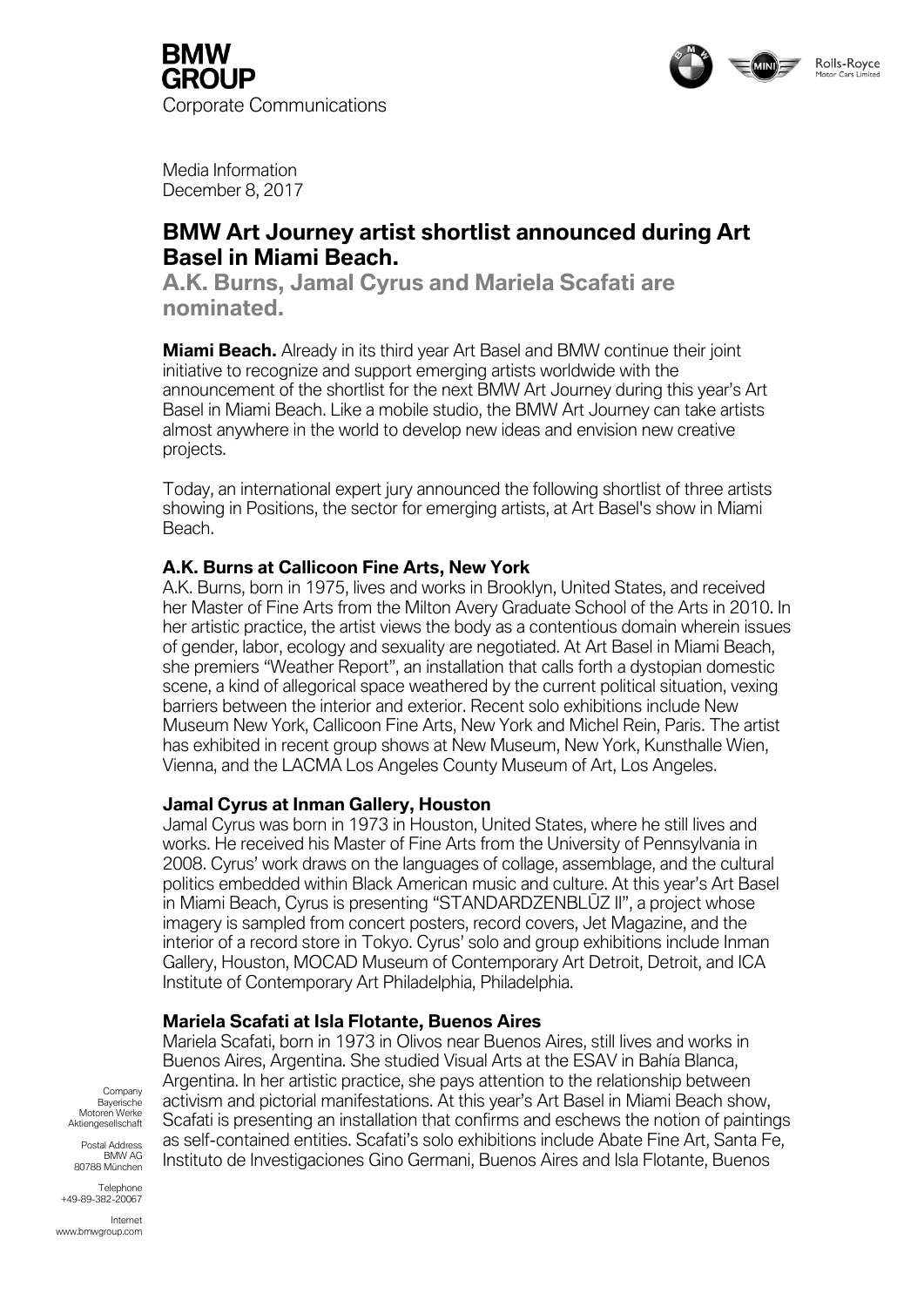**BMW GROUP**
Corporate Communications

Media Information
December 8, 2017

# BMW Art Journey artist shortlist announced during Art Basel in Miami Beach.

## A.K. Burns, Jamal Cyrus and Mariela Scafati are nominated.

**Miami Beach.** Already in its third year Art Basel and BMW continue their joint initiative to recognize and support emerging artists worldwide with the announcement of the shortlist for the next BMW Art Journey during this year's Art Basel in Miami Beach. Like a mobile studio, the BMW Art Journey can take artists almost anywhere in the world to develop new ideas and envision new creative projects.

Today, an international expert jury announced the following shortlist of three artists showing in Positions, the sector for emerging artists, at Art Basel's show in Miami Beach.

### A.K. Burns at Callicoon Fine Arts, New York

A.K. Burns, born in 1975, lives and works in Brooklyn, United States, and received her Master of Fine Arts from the Milton Avery Graduate School of the Arts in 2010. In her artistic practice, the artist views the body as a contentious domain wherein issues of gender, labor, ecology and sexuality are negotiated. At Art Basel in Miami Beach, she premiers "Weather Report", an installation that calls forth a dystopian domestic scene, a kind of allegorical space weathered by the current political situation, vexing barriers between the interior and exterior. Recent solo exhibitions include New Museum New York, Callicoon Fine Arts, New York and Michel Rein, Paris. The artist has exhibited in recent group shows at New Museum, New York, Kunsthalle Wien, Vienna, and the LACMA Los Angeles County Museum of Art, Los Angeles.

### Jamal Cyrus at Inman Gallery, Houston

Jamal Cyrus was born in 1973 in Houston, United States, where he still lives and works. He received his Master of Fine Arts from the University of Pennsylvania in 2008. Cyrus' work draws on the languages of collage, assemblage, and the cultural politics embedded within Black American music and culture. At this year's Art Basel in Miami Beach, Cyrus is presenting "STANDARDZENBLŪZ II", a project whose imagery is sampled from concert posters, record covers, Jet Magazine, and the interior of a record store in Tokyo. Cyrus' solo and group exhibitions include Inman Gallery, Houston, MOCAD Museum of Contemporary Art Detroit, Detroit, and ICA Institute of Contemporary Art Philadelphia, Philadelphia.

### Mariela Scafati at Isla Flotante, Buenos Aires

Mariela Scafati, born in 1973 in Olivos near Buenos Aires, still lives and works in Buenos Aires, Argentina. She studied Visual Arts at the ESAV in Bahía Blanca, Argentina. In her artistic practice, she pays attention to the relationship between activism and pictorial manifestations. At this year's Art Basel in Miami Beach show, Scafati is presenting an installation that confirms and eschews the notion of paintings as self-contained entities. Scafati's solo exhibitions include Abate Fine Art, Santa Fe, Instituto de Investigaciones Gino Germani, Buenos Aires and Isla Flotante, Buenos

Company
Bayerische
Motoren Werke
Aktiengesellschaft

Postal Address
BMW AG
80788 München

Telephone
+49-89-382-20067

Internet
www.bmwgroup.com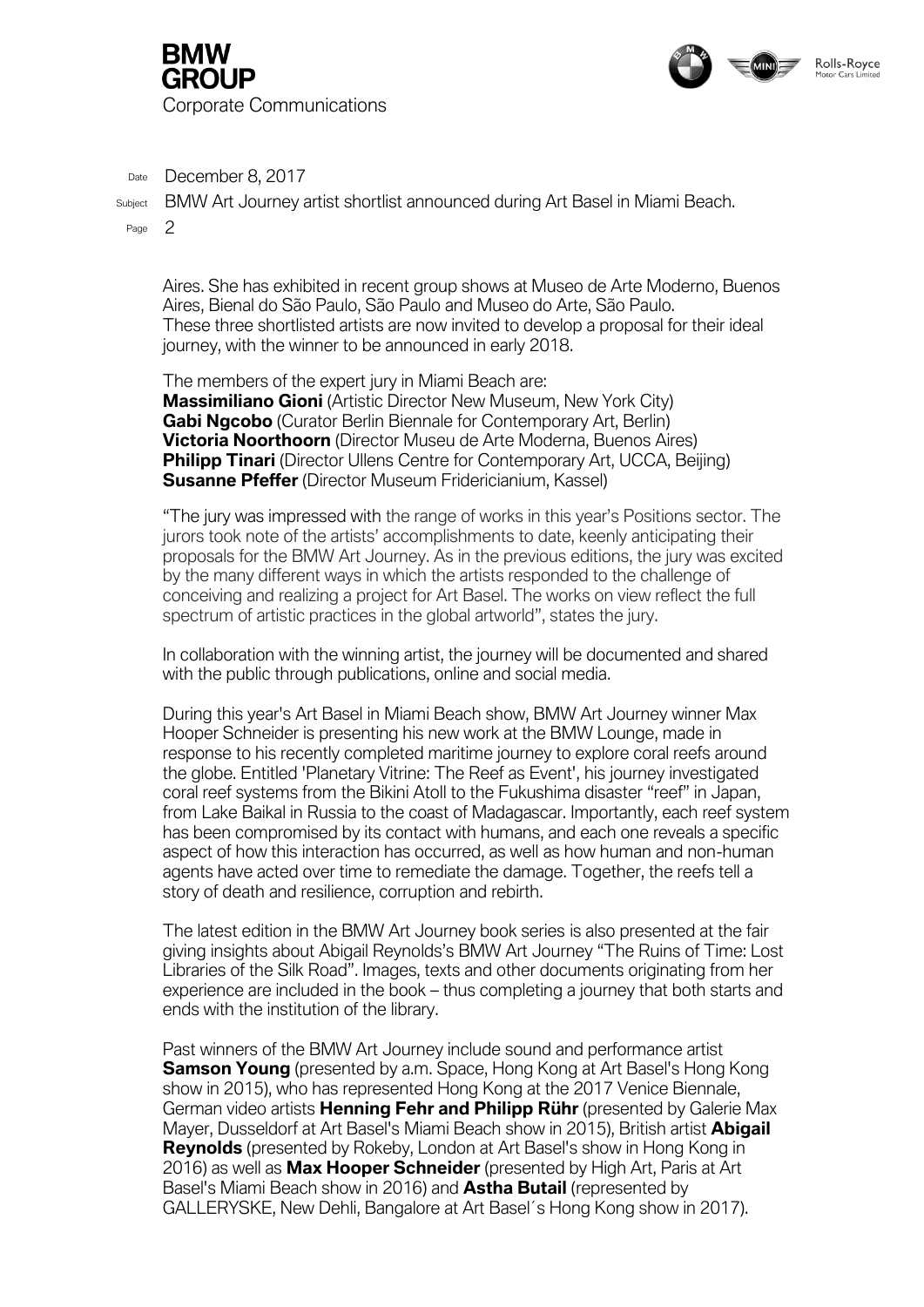Aires. She has exhibited in recent group shows at Museo de Arte Moderno, Buenos Aires, Bienal do São Paulo, São Paulo and Museo do Arte, São Paulo.
These three shortlisted artists are now invited to develop a proposal for their ideal journey, with the winner to be announced in early 2018.

The members of the expert jury in Miami Beach are:
**Massimiliano Gioni** (Artistic Director New Museum, New York City)
**Gabi Ngcobo** (Curator Berlin Biennale for Contemporary Art, Berlin)
**Victoria Noorthoorn** (Director Museu de Arte Moderna, Buenos Aires)
**Philipp Tinari** (Director Ullens Centre for Contemporary Art, UCCA, Beijing)
**Susanne Pfeffer** (Director Museum Fridericianium, Kassel)

"The jury was impressed with the range of works in this year's Positions sector. The jurors took note of the artists' accomplishments to date, keenly anticipating their proposals for the BMW Art Journey. As in the previous editions, the jury was excited by the many different ways in which the artists responded to the challenge of conceiving and realizing a project for Art Basel. The works on view reflect the full spectrum of artistic practices in the global artworld", states the jury.

In collaboration with the winning artist, the journey will be documented and shared with the public through publications, online and social media.

During this year's Art Basel in Miami Beach show, BMW Art Journey winner Max Hooper Schneider is presenting his new work at the BMW Lounge, made in response to his recently completed maritime journey to explore coral reefs around the globe. Entitled 'Planetary Vitrine: The Reef as Event', his journey investigated coral reef systems from the Bikini Atoll to the Fukushima disaster "reef" in Japan, from Lake Baikal in Russia to the coast of Madagascar. Importantly, each reef system has been compromised by its contact with humans, and each one reveals a specific aspect of how this interaction has occurred, as well as how human and non-human agents have acted over time to remediate the damage. Together, the reefs tell a story of death and resilience, corruption and rebirth.

The latest edition in the BMW Art Journey book series is also presented at the fair giving insights about Abigail Reynolds's BMW Art Journey "The Ruins of Time: Lost Libraries of the Silk Road". Images, texts and other documents originating from her experience are included in the book – thus completing a journey that both starts and ends with the institution of the library.

Past winners of the BMW Art Journey include sound and performance artist **Samson Young** (presented by a.m. Space, Hong Kong at Art Basel's Hong Kong show in 2015), who has represented Hong Kong at the 2017 Venice Biennale, German video artists **Henning Fehr and Philipp Rühr** (presented by Galerie Max Mayer, Dusseldorf at Art Basel's Miami Beach show in 2015), British artist **Abigail Reynolds** (presented by Rokeby, London at Art Basel's show in Hong Kong in 2016) as well as **Max Hooper Schneider** (presented by High Art, Paris at Art Basel's Miami Beach show in 2016) and **Astha Butail** (represented by GALLERYSKE, New Dehli, Bangalore at Art Basel´s Hong Kong show in 2017).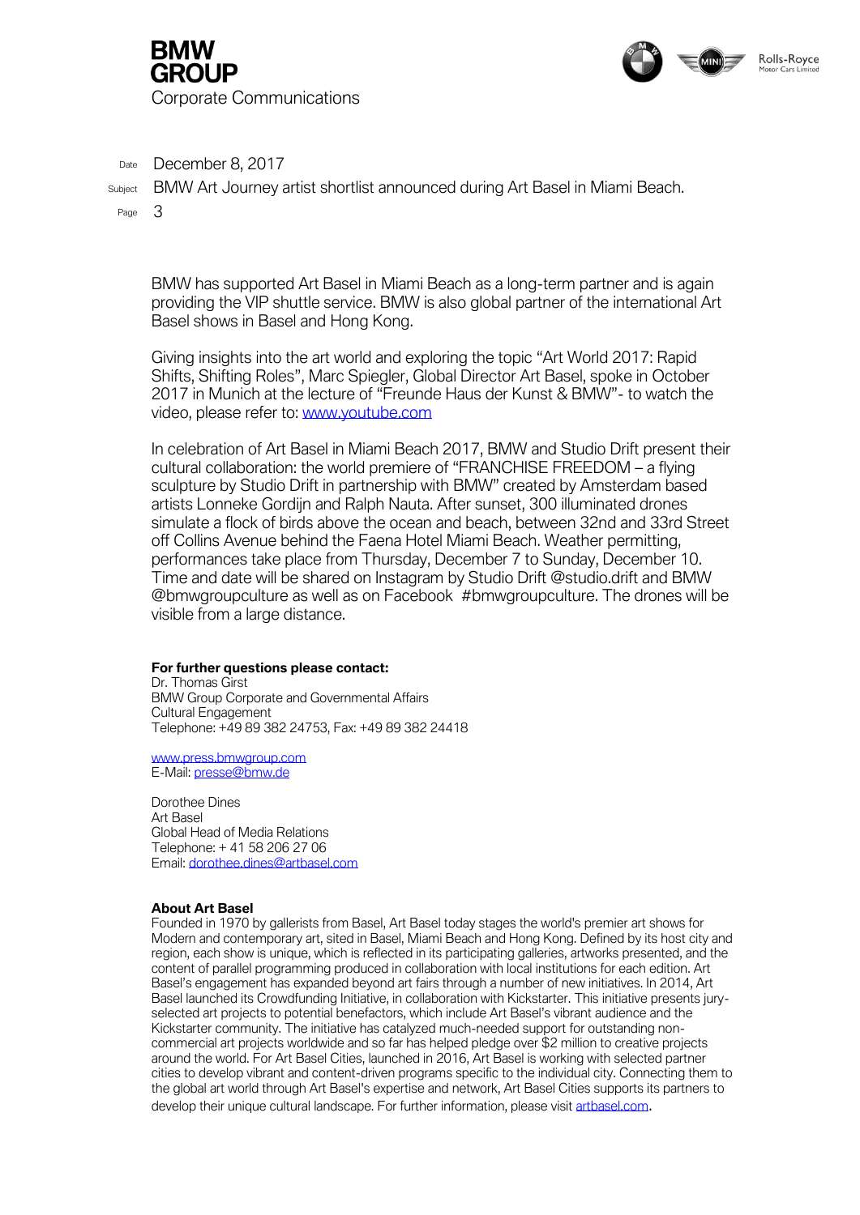BMW has supported Art Basel in Miami Beach as a long-term partner and is again providing the VIP shuttle service. BMW is also global partner of the international Art Basel shows in Basel and Hong Kong.

Giving insights into the art world and exploring the topic “Art World 2017: Rapid Shifts, Shifting Roles”, Marc Spiegler, Global Director Art Basel, spoke in October 2017 in Munich at the lecture of “Freunde Haus der Kunst & BMW”- to watch the video, please refer to: [www.youtube.com](www.youtube.com)

In celebration of Art Basel in Miami Beach 2017, BMW and Studio Drift present their cultural collaboration: the world premiere of “FRANCHISE FREEDOM – a flying sculpture by Studio Drift in partnership with BMW” created by Amsterdam based artists Lonneke Gordijn and Ralph Nauta. After sunset, 300 illuminated drones simulate a flock of birds above the ocean and beach, between 32nd and 33rd Street off Collins Avenue behind the Faena Hotel Miami Beach. Weather permitting, performances take place from Thursday, December 7 to Sunday, December 10. Time and date will be shared on Instagram by Studio Drift @studio.drift and BMW @bmwgroupculture as well as on Facebook #bmwgroupculture. The drones will be visible from a large distance.

**For further questions please contact:**
Dr. Thomas Girst
BMW Group Corporate and Governmental Affairs
Cultural Engagement
Telephone: +49 89 382 24753, Fax: +49 89 382 24418

[www.press.bmwgroup.com](www.press.bmwgroup.com)
E-Mail: [presse@bmw.de](mailto:presse@bmw.de)

Dorothee Dines
Art Basel
Global Head of Media Relations
Telephone: + 41 58 206 27 06
Email: [dorothee.dines@artbasel.com](mailto:dorothee.dines@artbasel.com)

**About Art Basel**
Founded in 1970 by gallerists from Basel, Art Basel today stages the world's premier art shows for Modern and contemporary art, sited in Basel, Miami Beach and Hong Kong. Defined by its host city and region, each show is unique, which is reflected in its participating galleries, artworks presented, and the content of parallel programming produced in collaboration with local institutions for each edition. Art Basel's engagement has expanded beyond art fairs through a number of new initiatives. In 2014, Art Basel launched its Crowdfunding Initiative, in collaboration with Kickstarter. This initiative presents jury-selected art projects to potential benefactors, which include Art Basel's vibrant audience and the Kickstarter community. The initiative has catalyzed much-needed support for outstanding non-commercial art projects worldwide and so far has helped pledge over $2 million to creative projects around the world. For Art Basel Cities, launched in 2016, Art Basel is working with selected partner cities to develop vibrant and content-driven programs specific to the individual city. Connecting them to the global art world through Art Basel's expertise and network, Art Basel Cities supports its partners to develop their unique cultural landscape. For further information, please visit [artbasel.com](artbasel.com).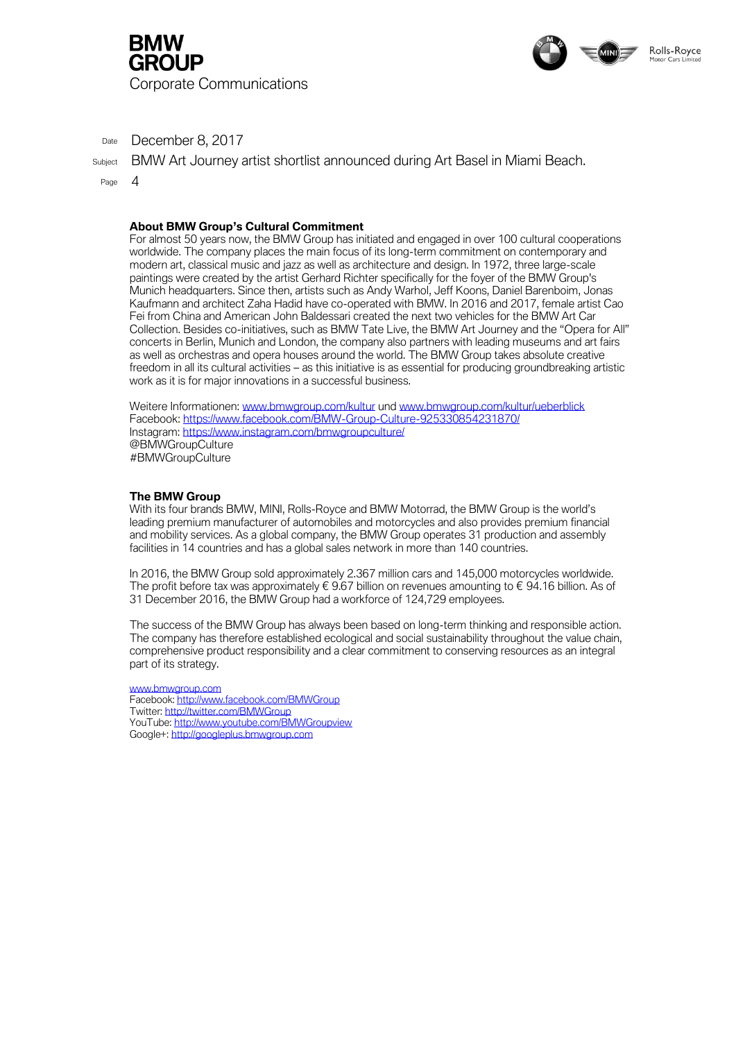## About BMW Group's Cultural Commitment

For almost 50 years now, the BMW Group has initiated and engaged in over 100 cultural cooperations worldwide. The company places the main focus of its long-term commitment on contemporary and modern art, classical music and jazz as well as architecture and design. In 1972, three large-scale paintings were created by the artist Gerhard Richter specifically for the foyer of the BMW Group's Munich headquarters. Since then, artists such as Andy Warhol, Jeff Koons, Daniel Barenboim, Jonas Kaufmann and architect Zaha Hadid have co-operated with BMW. In 2016 and 2017, female artist Cao Fei from China and American John Baldessari created the next two vehicles for the BMW Art Car Collection. Besides co-initiatives, such as BMW Tate Live, the BMW Art Journey and the "Opera for All" concerts in Berlin, Munich and London, the company also partners with leading museums and art fairs as well as orchestras and opera houses around the world. The BMW Group takes absolute creative freedom in all its cultural activities – as this initiative is as essential for producing groundbreaking artistic work as it is for major innovations in a successful business.

Weitere Informationen: www.bmwgroup.com/kultur und www.bmwgroup.com/kultur/ueberblick
Facebook: https://www.facebook.com/BMW-Group-Culture-925330854231870/
Instagram: https://www.instagram.com/bmwgroupculture/
@BMWGroupCulture
#BMWGroupCulture

## The BMW Group

With its four brands BMW, MINI, Rolls-Royce and BMW Motorrad, the BMW Group is the world's leading premium manufacturer of automobiles and motorcycles and also provides premium financial and mobility services. As a global company, the BMW Group operates 31 production and assembly facilities in 14 countries and has a global sales network in more than 140 countries.

In 2016, the BMW Group sold approximately 2.367 million cars and 145,000 motorcycles worldwide. The profit before tax was approximately € 9.67 billion on revenues amounting to € 94.16 billion. As of 31 December 2016, the BMW Group had a workforce of 124,729 employees.

The success of the BMW Group has always been based on long-term thinking and responsible action. The company has therefore established ecological and social sustainability throughout the value chain, comprehensive product responsibility and a clear commitment to conserving resources as an integral part of its strategy.

www.bmwgroup.com
Facebook: http://www.facebook.com/BMWGroup
Twitter: http://twitter.com/BMWGroup
YouTube: http://www.youtube.com/BMWGroupview
Google+: http://googleplus.bmwgroup.com